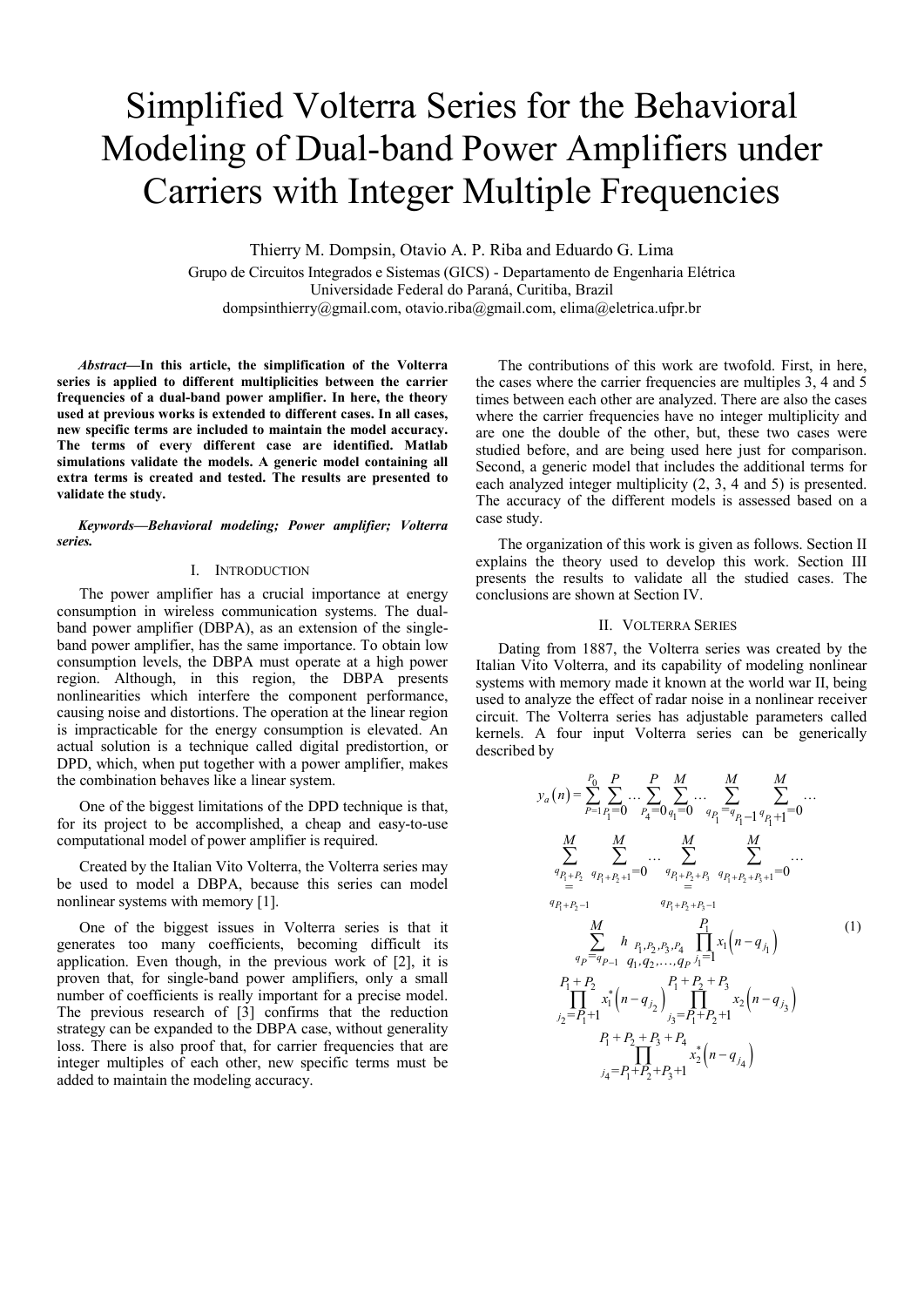# Simplified Volterra Series for the Behavioral Modeling of Dual-band Power Amplifiers under Carriers with Integer Multiple Frequencies

Thierry M. Dompsin, Otavio A. P. Riba and Eduardo G. Lima

Grupo de Circuitos Integrados e Sistemas (GICS) - Departamento de Engenharia Elétrica
Universidade Federal do Paraná, Curitiba, Brazil
dompsinthierry@gmail.com, otavio.riba@gmail.com, elima@eletrica.ufpr.br

***Abstract*—In this article, the simplification of the Volterra series is applied to different multiplicities between the carrier frequencies of a dual-band power amplifier. In here, the theory used at previous works is extended to different cases. In all cases, new specific terms are included to maintain the model accuracy. The terms of every different case are identified. Matlab simulations validate the models. A generic model containing all extra terms is created and tested. The results are presented to validate the study.**

***Keywords—Behavioral modeling; Power amplifier; Volterra series.***

## I. Introduction

The power amplifier has a crucial importance at energy consumption in wireless communication systems. The dual-band power amplifier (DBPA), as an extension of the single-band power amplifier, has the same importance. To obtain low consumption levels, the DBPA must operate at a high power region. Although, in this region, the DBPA presents nonlinearities which interfere the component performance, causing noise and distortions. The operation at the linear region is impracticable for the energy consumption is elevated. An actual solution is a technique called digital predistortion, or DPD, which, when put together with a power amplifier, makes the combination behaves like a linear system.

One of the biggest limitations of the DPD technique is that, for its project to be accomplished, a cheap and easy-to-use computational model of power amplifier is required.

Created by the Italian Vito Volterra, the Volterra series may be used to model a DBPA, because this series can model nonlinear systems with memory [1].

One of the biggest issues in Volterra series is that it generates too many coefficients, becoming difficult its application. Even though, in the previous work of [2], it is proven that, for single-band power amplifiers, only a small number of coefficients is really important for a precise model. The previous research of [3] confirms that the reduction strategy can be expanded to the DBPA case, without generality loss. There is also proof that, for carrier frequencies that are integer multiples of each other, new specific terms must be added to maintain the modeling accuracy.

The contributions of this work are twofold. First, in here, the cases where the carrier frequencies are multiples 3, 4 and 5 times between each other are analyzed. There are also the cases where the carrier frequencies have no integer multiplicity and are one the double of the other, but, these two cases were studied before, and are being used here just for comparison. Second, a generic model that includes the additional terms for each analyzed integer multiplicity (2, 3, 4 and 5) is presented. The accuracy of the different models is assessed based on a case study.

The organization of this work is given as follows. Section II explains the theory used to develop this work. Section III presents the results to validate all the studied cases. The conclusions are shown at Section IV.

## II. Volterra Series

Dating from 1887, the Volterra series was created by the Italian Vito Volterra, and its capability of modeling nonlinear systems with memory made it known at the world war II, being used to analyze the effect of radar noise in a nonlinear receiver circuit. The Volterra series has adjustable parameters called kernels. A four input Volterra series can be generically described by

$$
\begin{aligned}
y_a(n) = & \sum_{P=1}^{P_0} \sum_{P_1=0}^{P} \cdots \sum_{P_4=0}^{P} \sum_{q_1=0}^{M} \cdots \sum_{q_{P_1}=q_{P_1-1}}^{M} \sum_{q_{P_1+1}=0}^{M} \cdots \\
& \sum_{q_{P_1+P_2}=q_{P_1+P_2-1}}^{M} \sum_{q_{P_1+P_2+1}=0}^{M} \cdots \sum_{q_{P_1+P_2+P_3}=q_{P_1+P_2+P_3-1}}^{M} \sum_{q_{P_1+P_2+P_3+1}=0}^{M} \cdots \\
& \sum_{q_P=q_{P-1}}^{M} h_{\substack{P_1,P_2,P_3,P_4 \\ q_1,q_2,\ldots,q_P}} \prod_{j_1=1}^{P_1} x_1\left(n-q_{j_1}\right) \\
& \prod_{j_2=P_1+1}^{P_1+P_2} x_1^*\left(n-q_{j_2}\right) \prod_{j_3=P_1+P_2+1}^{P_1+P_2+P_3} x_2\left(n-q_{j_3}\right) \\
& \prod_{j_4=P_1+P_2+P_3+1}^{P_1+P_2+P_3+P_4} x_2^*\left(n-q_{j_4}\right)
\end{aligned} \tag{1}
$$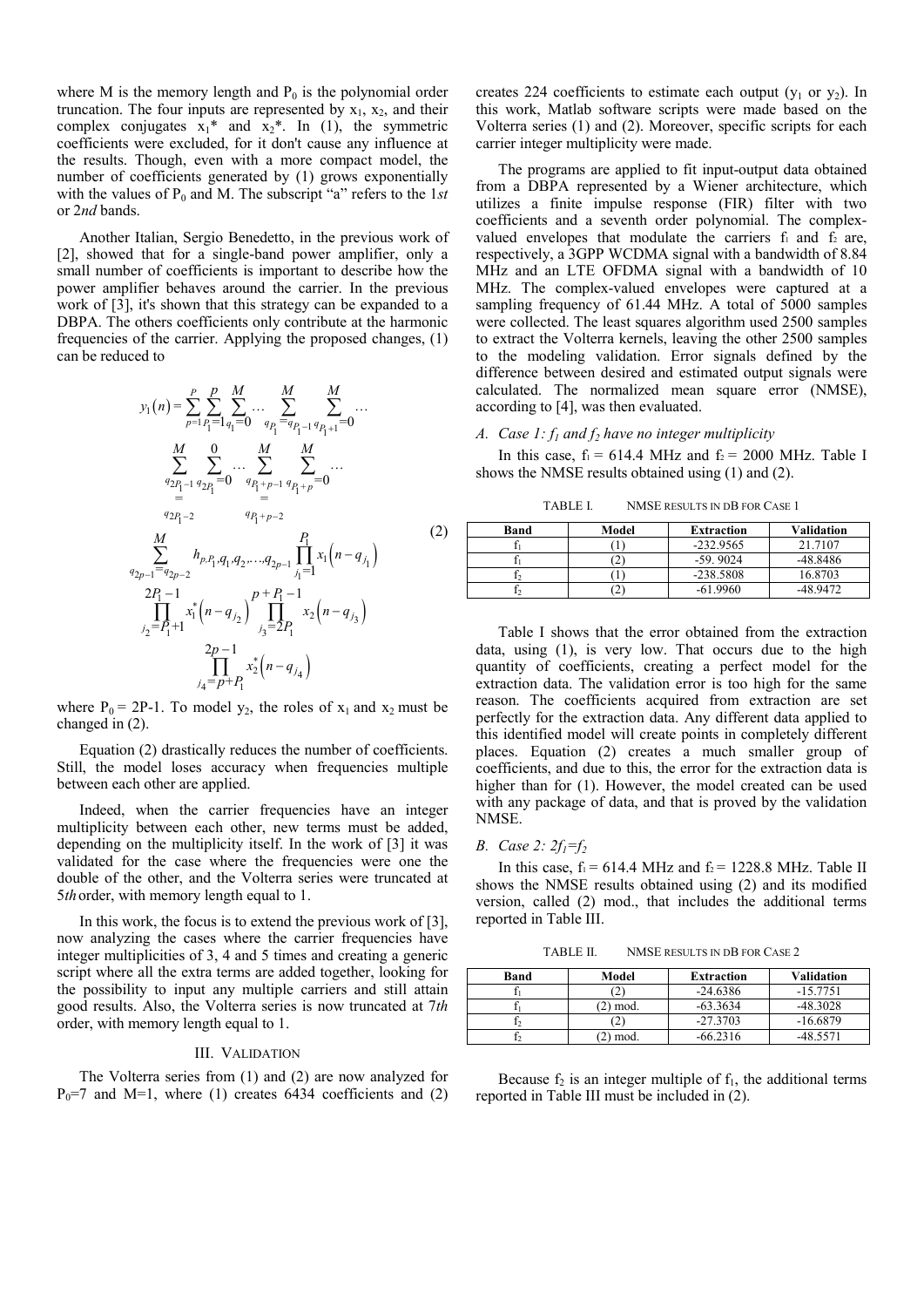where M is the memory length and $P_0$ is the polynomial order truncation. The four inputs are represented by $x_1$, $x_2$, and their complex conjugates $x_1^*$ and $x_2^*$. In (1), the symmetric coefficients were excluded, for it don't cause any influence at the results. Though, even with a more compact model, the number of coefficients generated by (1) grows exponentially with the values of $P_0$ and M. The subscript "a" refers to the 1*st* or 2*nd* bands.

Another Italian, Sergio Benedetto, in the previous work of [2], showed that for a single-band power amplifier, only a small number of coefficients is important to describe how the power amplifier behaves around the carrier. In the previous work of [3], it's shown that this strategy can be expanded to a DBPA. The others coefficients only contribute at the harmonic frequencies of the carrier. Applying the proposed changes, (1) can be reduced to

$$y_1(n)=\sum_{p=1}^{P}\sum_{P_1=1}^{p}\sum_{q_1=0}^{M}\cdots\sum_{q_{P_1}=q_{P_1-1}}^{M}\sum_{q_{P_1+1}=0}^{M}\cdots\sum_{q_{2P_1-1}=q_{2P_1-2}}^{M}\sum_{q_{2P_1}=0}^{0}\cdots\sum_{q_{P_1+p-1}=q_{P_1+p-2}}^{M}\sum_{q_{P_1+p}=0}^{M}\cdots\sum_{q_{2p-1}=q_{2p-2}}^{M}h_{p,P_1,q_1,q_2,\ldots,q_{2p-1}}\prod_{j_1=1}^{P_1}x_1\left(n-q_{j_1}\right)\prod_{j_2=P_1+1}^{2P_1-1}x_1^*\left(n-q_{j_2}\right)\prod_{j_3=2P_1}^{p+P_1-1}x_2\left(n-q_{j_3}\right)\prod_{j_4=p+P_1}^{2p-1}x_2^*\left(n-q_{j_4}\right) \tag{2}$$

where $P_0 = 2P-1$. To model $y_2$, the roles of $x_1$ and $x_2$ must be changed in (2).

Equation (2) drastically reduces the number of coefficients. Still, the model loses accuracy when frequencies multiple between each other are applied.

Indeed, when the carrier frequencies have an integer multiplicity between each other, new terms must be added, depending on the multiplicity itself. In the work of [3] it was validated for the case where the frequencies were one the double of the other, and the Volterra series were truncated at 5*th* order, with memory length equal to 1.

In this work, the focus is to extend the previous work of [3], now analyzing the cases where the carrier frequencies have integer multiplicities of 3, 4 and 5 times and creating a generic script where all the extra terms are added together, looking for the possibility to input any multiple carriers and still attain good results. Also, the Volterra series is now truncated at 7*th* order, with memory length equal to 1.

## III. Validation

The Volterra series from (1) and (2) are now analyzed for $P_0$=7 and M=1, where (1) creates 6434 coefficients and (2) creates 224 coefficients to estimate each output ($y_1$ or $y_2$). In this work, Matlab software scripts were made based on the Volterra series (1) and (2). Moreover, specific scripts for each carrier integer multiplicity were made.

The programs are applied to fit input-output data obtained from a DBPA represented by a Wiener architecture, which utilizes a finite impulse response (FIR) filter with two coefficients and a seventh order polynomial. The complex-valued envelopes that modulate the carriers $f_1$ and $f_2$ are, respectively, a 3GPP WCDMA signal with a bandwidth of 8.84 MHz and an LTE OFDMA signal with a bandwidth of 10 MHz. The complex-valued envelopes were captured at a sampling frequency of 61.44 MHz. A total of 5000 samples were collected. The least squares algorithm used 2500 samples to extract the Volterra kernels, leaving the other 2500 samples to the modeling validation. Error signals defined by the difference between desired and estimated output signals were calculated. The normalized mean square error (NMSE), according to [4], was then evaluated.

### *A. Case 1: $f_1$ and $f_2$ have no integer multiplicity*

In this case, $f_1$ = 614.4 MHz and $f_2$ = 2000 MHz. Table I shows the NMSE results obtained using (1) and (2).

TABLE I. NMSE results in dB for Case 1

| Band | Model | Extraction | Validation |
|---|---|---|---|
| $f_1$ | (1) | -232.9565 | 21.7107 |
| $f_1$ | (2) | -59. 9024 | -48.8486 |
| $f_2$ | (1) | -238.5808 | 16.8703 |
| $f_2$ | (2) | -61.9960 | -48.9472 |

Table I shows that the error obtained from the extraction data, using (1), is very low. That occurs due to the high quantity of coefficients, creating a perfect model for the extraction data. The validation error is too high for the same reason. The coefficients acquired from extraction are set perfectly for the extraction data. Any different data applied to this identified model will create points in completely different places. Equation (2) creates a much smaller group of coefficients, and due to this, the error for the extraction data is higher than for (1). However, the model created can be used with any package of data, and that is proved by the validation NMSE.

### *B. Case 2: $2f_1$=$f_2$*

In this case, $f_1$ = 614.4 MHz and $f_2$ = 1228.8 MHz. Table II shows the NMSE results obtained using (2) and its modified version, called (2) mod., that includes the additional terms reported in Table III.

TABLE II. NMSE results in dB for Case 2

| Band | Model | Extraction | Validation |
|---|---|---|---|
| $f_1$ | (2) | -24.6386 | -15.7751 |
| $f_1$ | (2) mod. | -63.3634 | -48.3028 |
| $f_2$ | (2) | -27.3703 | -16.6879 |
| $f_2$ | (2) mod. | -66.2316 | -48.5571 |

Because $f_2$ is an integer multiple of $f_1$, the additional terms reported in Table III must be included in (2).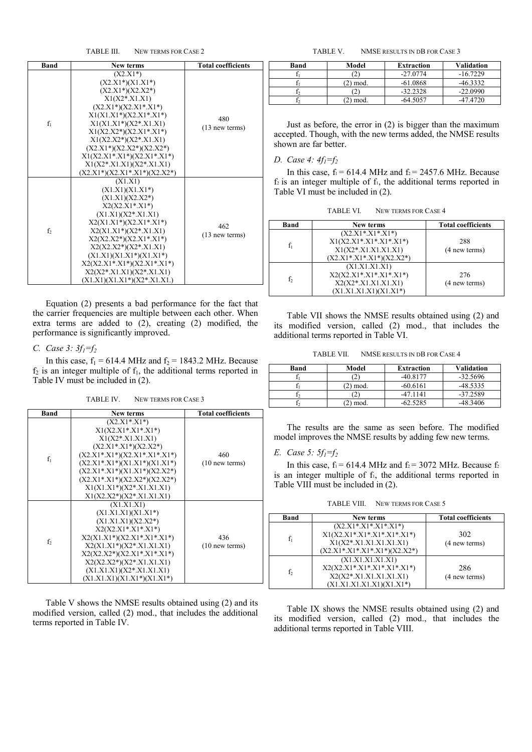TABLE III. NEW TERMS FOR CASE 2

| Band | New terms | Total coefficients |
|---|---|---|
| $f_1$ | (X2.X1*)<br>(X2.X1*)(X1.X1*)<br>(X2.X1*)(X2.X2*)<br>X1(X2*.X1.X1)<br>(X2.X1*)(X2.X1*.X1*)<br>X1(X1.X1*)(X2.X1*.X1*)<br>X1(X1.X1*)(X2*.X1.X1)<br>X1(X2.X2*)(X2.X1*.X1*)<br>X1(X2.X2*)(X2*.X1.X1)<br>(X2.X1*)(X2.X2*)(X2.X2*)<br>X1(X2.X1*.X1*)(X2.X1*.X1*)<br>X1(X2*.X1.X1)(X2*.X1.X1)<br>(X2.X1*)(X2.X1*.X1*)(X2.X2*) | 480<br>(13 new terms) |
| $f_2$ | (X1.X1)<br>(X1.X1)(X1.X1*)<br>(X1.X1)(X2.X2*)<br>X2(X2.X1*.X1*)<br>(X1.X1)(X2*.X1.X1)<br>X2(X1.X1*)(X2.X1*.X1*)<br>X2(X1.X1*)(X2*.X1.X1)<br>X2(X2.X2*)(X2.X1*.X1*)<br>X2(X2.X2*)(X2*.X1.X1)<br>(X1.X1)(X1.X1*)(X1.X1*)<br>X2(X2.X1*.X1*)(X2.X1*.X1*)<br>X2(X2*.X1.X1)(X2*.X1.X1)<br>(X1.X1)(X1.X1*)(X2*.X1.X1.) | 462<br>(13 new terms) |

Equation (2) presents a bad performance for the fact that the carrier frequencies are multiple between each other. When extra terms are added to (2), creating (2) modified, the performance is significantly improved.

### C. Case 3: $3f_1=f_2$

In this case, $f_1$ = 614.4 MHz and $f_2$ = 1843.2 MHz. Because $f_2$ is an integer multiple of $f_1$, the additional terms reported in Table IV must be included in (2).

TABLE IV. NEW TERMS FOR CASE 3

| Band | New terms | Total coefficients |
|---|---|---|
| $f_1$ | (X2.X1*.X1*)<br>X1(X2.X1*.X1*.X1*)<br>X1(X2*.X1.X1.X1)<br>(X2.X1*.X1*)(X2.X2*)<br>(X2.X1*.X1*)(X2.X1*.X1*.X1*)<br>(X2.X1*.X1*)(X1.X1*)(X1.X1*)<br>(X2.X1*.X1*)(X1.X1*)(X2.X2*)<br>(X2.X1*.X1*)(X2.X2*)(X2.X2*)<br>X1(X1.X1*)(X2*.X1.X1.X1)<br>X1(X2.X2*)(X2*.X1.X1.X1) | 460<br>(10 new terms) |
| $f_2$ | (X1.X1.X1)<br>(X1.X1.X1)(X1.X1*)<br>(X1.X1.X1)(X2.X2*)<br>X2(X2.X1*.X1*.X1*)<br>X2(X1.X1*)(X2.X1*.X1*.X1*)<br>X2(X1.X1*)(X2*.X1.X1.X1)<br>X2(X2.X2*)(X2.X1*.X1*.X1*)<br>X2(X2.X2*)(X2*.X1.X1.X1)<br>(X1.X1.X1)(X2*.X1.X1.X1)<br>(X1.X1.X1)(X1.X1*)(X1.X1*) | 436<br>(10 new terms) |

Table V shows the NMSE results obtained using (2) and its modified version, called (2) mod., that includes the additional terms reported in Table IV.

TABLE V. NMSE RESULTS IN DB FOR CASE 3

| Band | Model | Extraction | Validation |
|---|---|---|---|
| $f_1$ | (2) | -27.0774 | -16.7229 |
| $f_1$ | (2) mod. | -61.0868 | -46.3332 |
| $f_2$ | (2) | -32.2328 | -22.0990 |
| $f_2$ | (2) mod. | -64.5057 | -47.4720 |

Just as before, the error in (2) is bigger than the maximum accepted. Though, with the new terms added, the NMSE results shown are far better.

### D. Case 4: $4f_1=f_2$

In this case, $f_1$ = 614.4 MHz and $f_2$ = 2457.6 MHz. Because $f_2$ is an integer multiple of $f_1$, the additional terms reported in Table VI must be included in (2).

TABLE VI. NEW TERMS FOR CASE 4

| Band | New terms | Total coefficients |
|---|---|---|
| $f_1$ | (X2.X1*.X1*.X1*)<br>X1(X2.X1*.X1*.X1*.X1*)<br>X1(X2*.X1.X1.X1.X1)<br>(X2.X1*.X1*.X1*)(X2.X2*) | 288<br>(4 new terms) |
| $f_2$ | (X1.X1.X1.X1)<br>X2(X2.X1*.X1*.X1*.X1*)<br>X2(X2*.X1.X1.X1.X1)<br>(X1.X1.X1.X1)(X1.X1*) | 276<br>(4 new terms) |

Table VII shows the NMSE results obtained using (2) and its modified version, called (2) mod., that includes the additional terms reported in Table VI.

TABLE VII. NMSE RESULTS IN DB FOR CASE 4

| Band | Model | Extraction | Validation |
|---|---|---|---|
| $f_1$ | (2) | -40.8177 | -32.5696 |
| $f_1$ | (2) mod. | -60.6161 | -48.5335 |
| $f_2$ | (2) | -47.1141 | -37.2589 |
| $f_2$ | (2) mod. | -62.5285 | -48.3406 |

The results are the same as seen before. The modified model improves the NMSE results by adding few new terms.

### E. Case 5: $5f_1=f_2$

In this case, $f_1$ = 614.4 MHz and $f_2$ = 3072 MHz. Because $f_2$ is an integer multiple of $f_1$, the additional terms reported in Table VIII must be included in (2).

TABLE VIII. NEW TERMS FOR CASE 5

| Band | New terms | Total coefficients |
|---|---|---|
| $f_1$ | (X2.X1*.X1*.X1*.X1*)<br>X1(X2.X1*.X1*.X1*.X1*.X1*)<br>X1(X2*.X1.X1.X1.X1.X1)<br>(X2.X1*.X1*.X1*.X1*)(X2.X2*) | 302<br>(4 new terms) |
| $f_2$ | (X1.X1.X1.X1.X1)<br>X2(X2.X1*.X1*.X1*.X1*.X1*)<br>X2(X2*.X1.X1.X1.X1.X1)<br>(X1.X1.X1.X1.X1)(X1.X1*) | 286<br>(4 new terms) |

Table IX shows the NMSE results obtained using (2) and its modified version, called (2) mod., that includes the additional terms reported in Table VIII.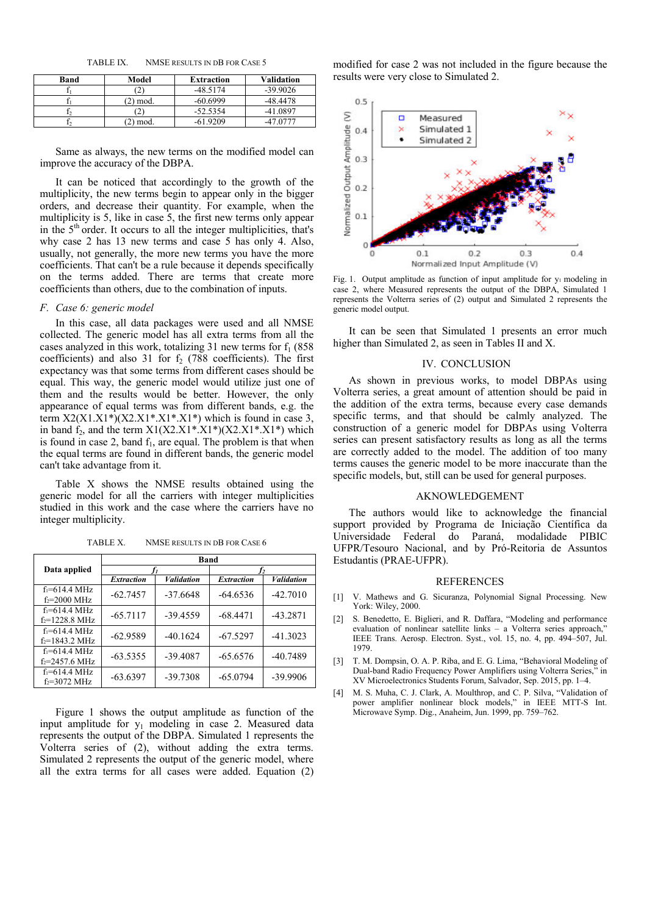TABLE IX. NMSE RESULTS IN DB FOR CASE 5

| Band | Model | Extraction | Validation |
|---|---|---|---|
| $f_1$ | (2) | -48.5174 | -39.9026 |
| $f_1$ | (2) mod. | -60.6999 | -48.4478 |
| $f_2$ | (2) | -52.5354 | -41.0897 |
| $f_2$ | (2) mod. | -61.9209 | -47.0777 |

Same as always, the new terms on the modified model can improve the accuracy of the DBPA.

It can be noticed that accordingly to the growth of the multiplicity, the new terms begin to appear only in the bigger orders, and decrease their quantity. For example, when the multiplicity is 5, like in case 5, the first new terms only appear in the $5^{th}$ order. It occurs to all the integer multiplicities, that's why case 2 has 13 new terms and case 5 has only 4. Also, usually, not generally, the more new terms you have the more coefficients. That can't be a rule because it depends specifically on the terms added. There are terms that create more coefficients than others, due to the combination of inputs.

### F. Case 6: generic model

In this case, all data packages were used and all NMSE collected. The generic model has all extra terms from all the cases analyzed in this work, totalizing 31 new terms for $f_1$ (858 coefficients) and also 31 for $f_2$ (788 coefficients). The first expectancy was that some terms from different cases should be equal. This way, the generic model would utilize just one of them and the results would be better. However, the only appearance of equal terms was from different bands, e.g. the term X2(X1.X1*)(X2.X1*.X1*) which is found in case 3, in band $f_2$, and the term X1(X2.X1*.X1*)(X2.X1*.X1*) which is found in case 2, band $f_1$, are equal. The problem is that when the equal terms are found in different bands, the generic model can't take advantage from it.

Table X shows the NMSE results obtained using the generic model for all the carriers with integer multiplicities studied in this work and the case where the carriers have no integer multiplicity.

TABLE X. NMSE RESULTS IN DB FOR CASE 6

| Data applied | Band | | | |
|---|---|---|---|---|
| | $f_1$ | | $f_2$ | |
| | *Extraction* | *Validation* | *Extraction* | *Validation* |
| $f_1$=614.4 MHz $f_2$=2000 MHz | -62.7457 | -37.6648 | -64.6536 | -42.7010 |
| $f_1$=614.4 MHz $f_2$=1228.8 MHz | -65.7117 | -39.4559 | -68.4471 | -43.2871 |
| $f_1$=614.4 MHz $f_2$=1843.2 MHz | -62.9589 | -40.1624 | -67.5297 | -41.3023 |
| $f_1$=614.4 MHz $f_2$=2457.6 MHz | -63.5355 | -39.4087 | -65.6576 | -40.7489 |
| $f_1$=614.4 MHz $f_2$=3072 MHz | -63.6397 | -39.7308 | -65.0794 | -39.9906 |

Figure 1 shows the output amplitude as function of the input amplitude for $y_1$ modeling in case 2. Measured data represents the output of the DBPA. Simulated 1 represents the Volterra series of (2), without adding the extra terms. Simulated 2 represents the output of the generic model, where all the extra terms for all cases were added. Equation (2) modified for case 2 was not included in the figure because the results were very close to Simulated 2.

Normalized Output Amplitude (V)
0.5
0.4
0.3
0.2
0.1
0
0
0.1
0.2
0.3
0.4
Normalized Input Amplitude (V)
Measured
Simulated 1
Simulated 2

Fig. 1. Output amplitude as function of input amplitude for $y_1$ modeling in case 2, where Measured represents the output of the DBPA, Simulated 1 represents the Volterra series of (2) output and Simulated 2 represents the generic model output.

It can be seen that Simulated 1 presents an error much higher than Simulated 2, as seen in Tables II and X.

## IV. CONCLUSION

As shown in previous works, to model DBPAs using Volterra series, a great amount of attention should be paid in the addition of the extra terms, because every case demands specific terms, and that should be calmly analyzed. The construction of a generic model for DBPAs using Volterra series can present satisfactory results as long as all the terms are correctly added to the model. The addition of too many terms causes the generic model to be more inaccurate than the specific models, but, still can be used for general purposes.

## AKNOWLEDGEMENT

The authors would like to acknowledge the financial support provided by Programa de Iniciação Científica da Universidade Federal do Paraná, modalidade PIBIC UFPR/Tesouro Nacional, and by Pró-Reitoria de Assuntos Estudantis (PRAE-UFPR).

## REFERENCES

[1] V. Mathews and G. Sicuranza, Polynomial Signal Processing. New York: Wiley, 2000.

[2] S. Benedetto, E. Biglieri, and R. Daffara, “Modeling and performance evaluation of nonlinear satellite links – a Volterra series approach,” IEEE Trans. Aerosp. Electron. Syst., vol. 15, no. 4, pp. 494–507, Jul. 1979.

[3] T. M. Dompsin, O. A. P. Riba, and E. G. Lima, “Behavioral Modeling of Dual-band Radio Frequency Power Amplifiers using Volterra Series,” in XV Microelectronics Students Forum, Salvador, Sep. 2015, pp. 1–4.

[4] M. S. Muha, C. J. Clark, A. Moulthrop, and C. P. Silva, “Validation of power amplifier nonlinear block models,” in IEEE MTT-S Int. Microwave Symp. Dig., Anaheim, Jun. 1999, pp. 759–762.